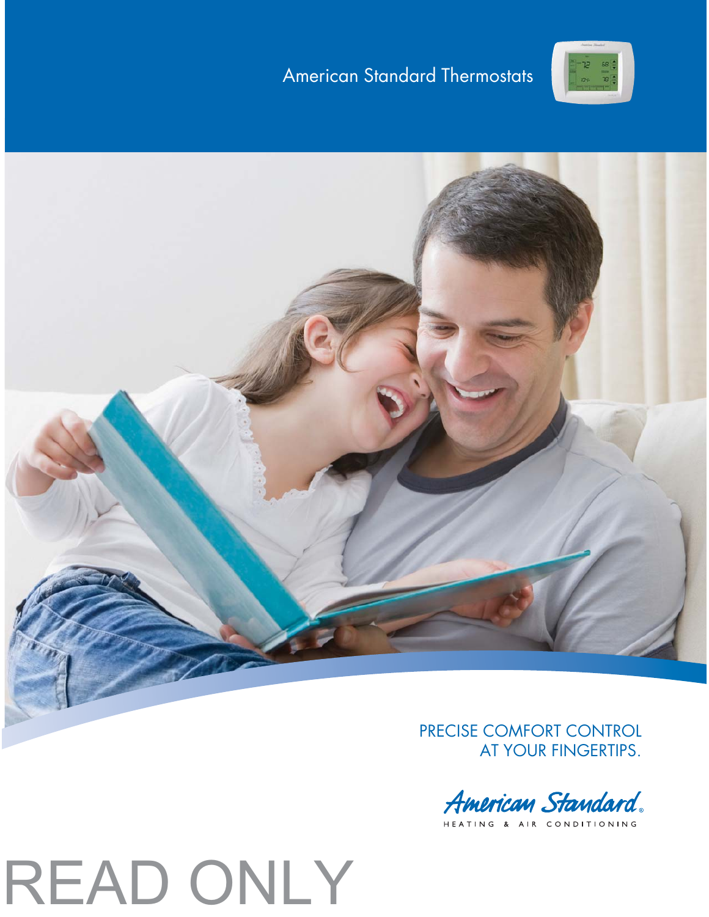# American Standard Thermostats

PRECISE COMFORT CONTROL AT YOUR FINGERTIPS.

American Standard®
HEATING & AIR CONDITIONING

READ ONLY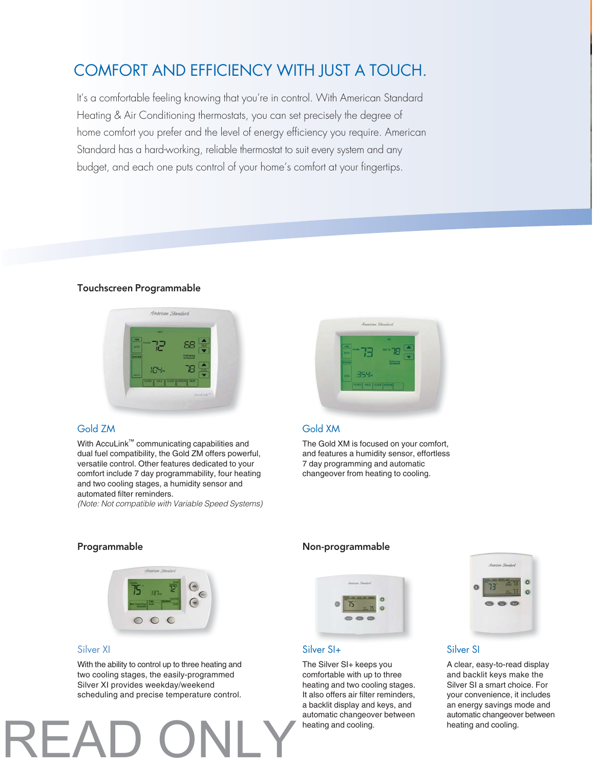# COMFORT AND EFFICIENCY WITH JUST A TOUCH.

It's a comfortable feeling knowing that you're in control. With American Standard Heating & Air Conditioning thermostats, you can set precisely the degree of home comfort you prefer and the level of energy efficiency you require. American Standard has a hard-working, reliable thermostat to suit every system and any budget, and each one puts control of your home's comfort at your fingertips.

## Touchscreen Programmable

### Gold ZM

With AccuLink™ communicating capabilities and dual fuel compatibility, the Gold ZM offers powerful, versatile control. Other features dedicated to your comfort include 7 day programmability, four heating and two cooling stages, a humidity sensor and automated filter reminders.

*(Note: Not compatible with Variable Speed Systems)*

### Gold XM

The Gold XM is focused on your comfort, and features a humidity sensor, effortless 7 day programming and automatic changeover from heating to cooling.

## Programmable

### Silver XI

With the ability to control up to three heating and two cooling stages, the easily-programmed Silver XI provides weekday/weekend scheduling and precise temperature control.

## Non-programmable

### Silver SI+

The Silver SI+ keeps you comfortable with up to three heating and two cooling stages. It also offers air filter reminders, a backlit display and keys, and automatic changeover between heating and cooling.

### Silver SI

A clear, easy-to-read display and backlit keys make the Silver SI a smart choice. For your convenience, it includes an energy savings mode and automatic changeover between heating and cooling.

READ ONLY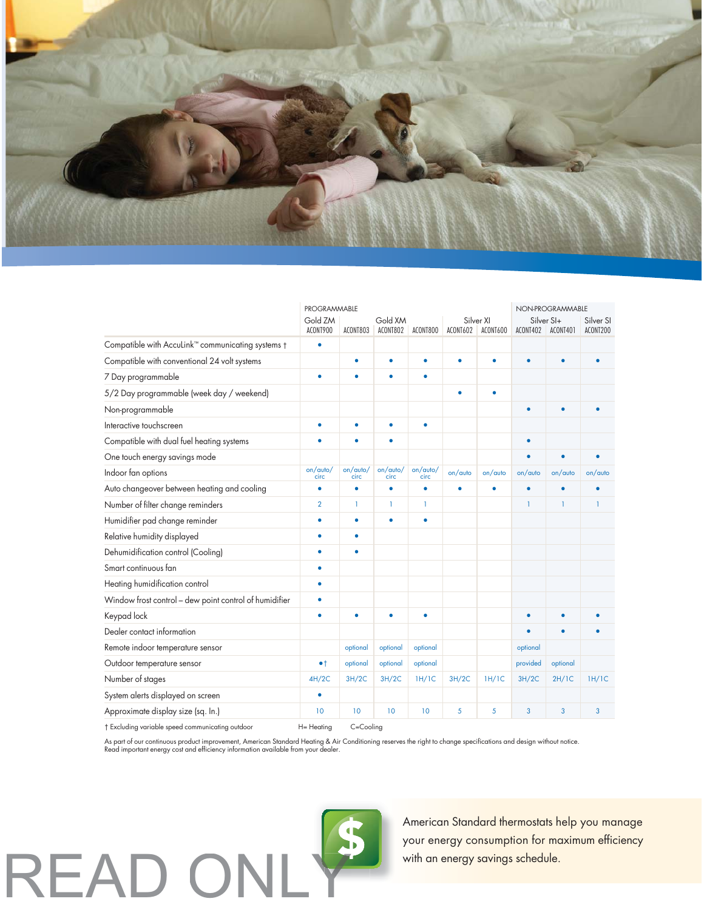| | PROGRAMMABLE | | | | | | NON-PROGRAMMABLE | | |
|---|---|---|---|---|---|---|---|---|---|
| | Gold ZM | Gold XM | | | Silver XI | | Silver SI+ | | Silver SI |
| | ACONT900 | ACONT803 | ACONT802 | ACONT800 | ACONT602 | ACONT600 | ACONT402 | ACONT401 | ACONT200 |
| Compatible with AccuLink™ communicating systems † | • | | | | | | | | |
| Compatible with conventional 24 volt systems | | • | • | • | • | • | • | • | • |
| 7 Day programmable | • | • | • | • | | | | | |
| 5/2 Day programmable (week day / weekend) | | | | | • | • | | | |
| Non-programmable | | | | | | | • | • | • |
| Interactive touchscreen | • | • | • | • | | | | | |
| Compatible with dual fuel heating systems | • | • | • | | | | • | | |
| One touch energy savings mode | | | | | | | • | • | • |
| Indoor fan options | on/auto/circ | on/auto/circ | on/auto/circ | on/auto/circ | on/auto | on/auto | on/auto | on/auto | on/auto |
| Auto changeover between heating and cooling | • | • | • | • | • | • | • | • | • |
| Number of filter change reminders | 2 | 1 | 1 | 1 | | | 1 | 1 | 1 |
| Humidifier pad change reminder | • | • | • | • | | | | | |
| Relative humidity displayed | • | • | | | | | | | |
| Dehumidification control (Cooling) | • | • | | | | | | | |
| Smart continuous fan | • | | | | | | | | |
| Heating humidification control | • | | | | | | | | |
| Window frost control – dew point control of humidifier | • | | | | | | | | |
| Keypad lock | • | • | • | • | | | • | • | • |
| Dealer contact information | | | | | | | • | • | • |
| Remote indoor temperature sensor | | optional | optional | optional | | | optional | | |
| Outdoor temperature sensor | •† | optional | optional | optional | | | provided | optional | |
| Number of stages | 4H/2C | 3H/2C | 3H/2C | 1H/1C | 3H/2C | 1H/1C | 3H/2C | 2H/1C | 1H/1C |
| System alerts displayed on screen | • | | | | | | | | |
| Approximate display size (sq. In.) | 10 | 10 | 10 | 10 | 5 | 5 | 3 | 3 | 3 |

† Excluding variable speed communicating outdoor H= Heating C=Cooling

As part of our continuous product improvement, American Standard Heating & Air Conditioning reserves the right to change specifications and design without notice.
Read important energy cost and efficiency information available from your dealer.

American Standard thermostats help you manage your energy consumption for maximum efficiency with an energy savings schedule.

READ ONLY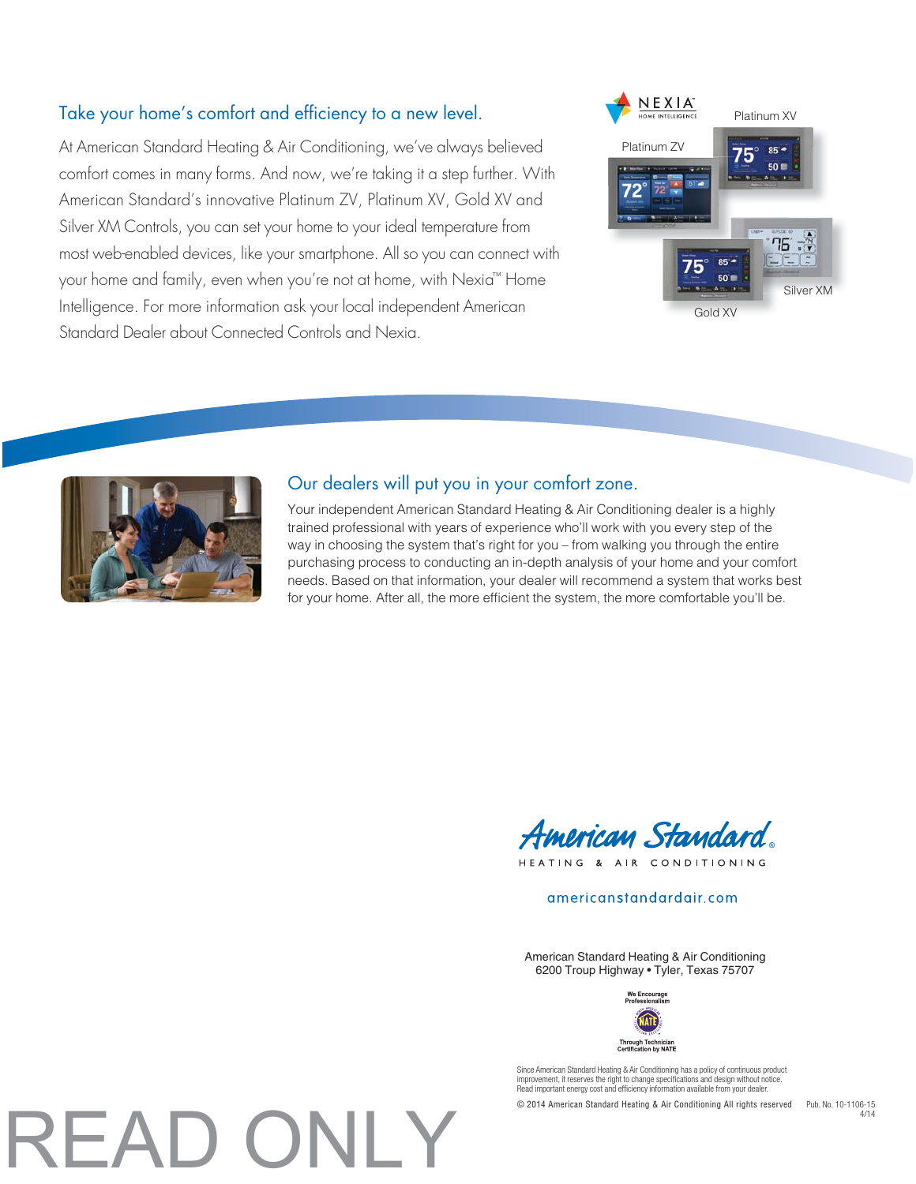## Take your home's comfort and efficiency to a new level.

At American Standard Heating & Air Conditioning, we've always believed comfort comes in many forms. And now, we're taking it a step further. With American Standard's innovative Platinum ZV, Platinum XV, Gold XV and Silver XM Controls, you can set your home to your ideal temperature from most web-enabled devices, like your smartphone. All so you can connect with your home and family, even when you're not at home, with Nexia™ Home Intelligence. For more information ask your local independent American Standard Dealer about Connected Controls and Nexia.

NEXIA HOME INTELLIGENCE

Platinum XV

Platinum ZV

Silver XM

Gold XV

## Our dealers will put you in your comfort zone.

Your independent American Standard Heating & Air Conditioning dealer is a highly trained professional with years of experience who'll work with you every step of the way in choosing the system that's right for you – from walking you through the entire purchasing process to conducting an in-depth analysis of your home and your comfort needs. Based on that information, your dealer will recommend a system that works best for your home. After all, the more efficient the system, the more comfortable you'll be.

American Standard® HEATING & AIR CONDITIONING

americanstandardair.com

American Standard Heating & Air Conditioning
6200 Troup Highway • Tyler, Texas 75707

We Encourage Professionalism Through Technician Certification by NATE

Since American Standard Heating & Air Conditioning has a policy of continuous product improvement, it reserves the right to change specifications and design without notice. Read important energy cost and efficiency information available from your dealer.

© 2014 American Standard Heating & Air Conditioning All rights reserved

Pub. No. 10-1106-15
4/14

READ ONLY